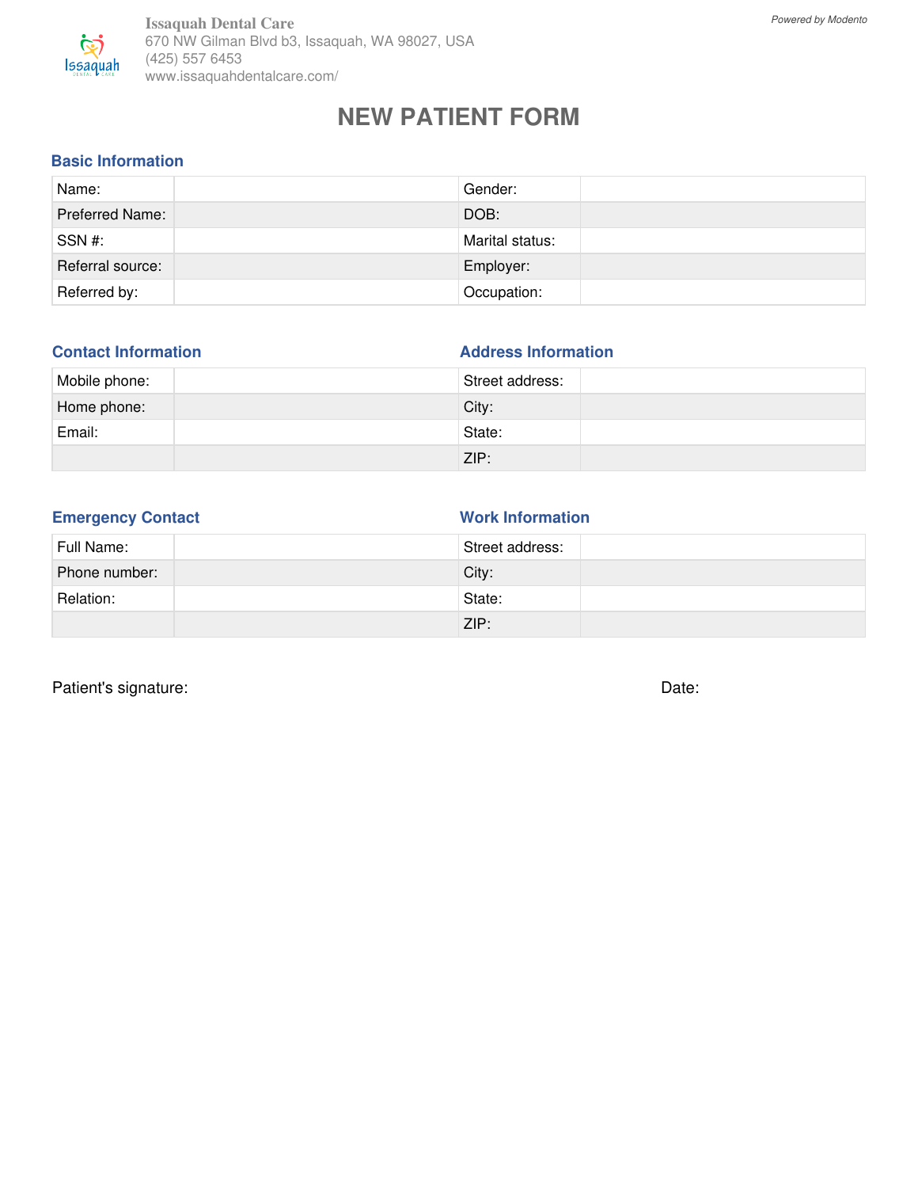**Issaquah Dental Care**
670 NW Gilman Blvd b3, Issaquah, WA 98027, USA
(425) 557 6453
www.issaquahdentalcare.com/

*Powered by Modento*

# NEW PATIENT FORM

## Basic Information

| Name: | | Gender: | |
|---|---|---|---|
| Preferred Name: | | DOB: | |
| SSN #: | | Marital status: | |
| Referral source: | | Employer: | |
| Referred by: | | Occupation: | |

## Contact Information

| Mobile phone: | |
|---|---|
| Home phone: | |
| Email: | |
| | |

## Address Information

| Street address: | |
|---|---|
| City: | |
| State: | |
| ZIP: | |

## Emergency Contact

| Full Name: | |
|---|---|
| Phone number: | |
| Relation: | |
| | |

## Work Information

| Street address: | |
|---|---|
| City: | |
| State: | |
| ZIP: | |

Patient's signature: Date: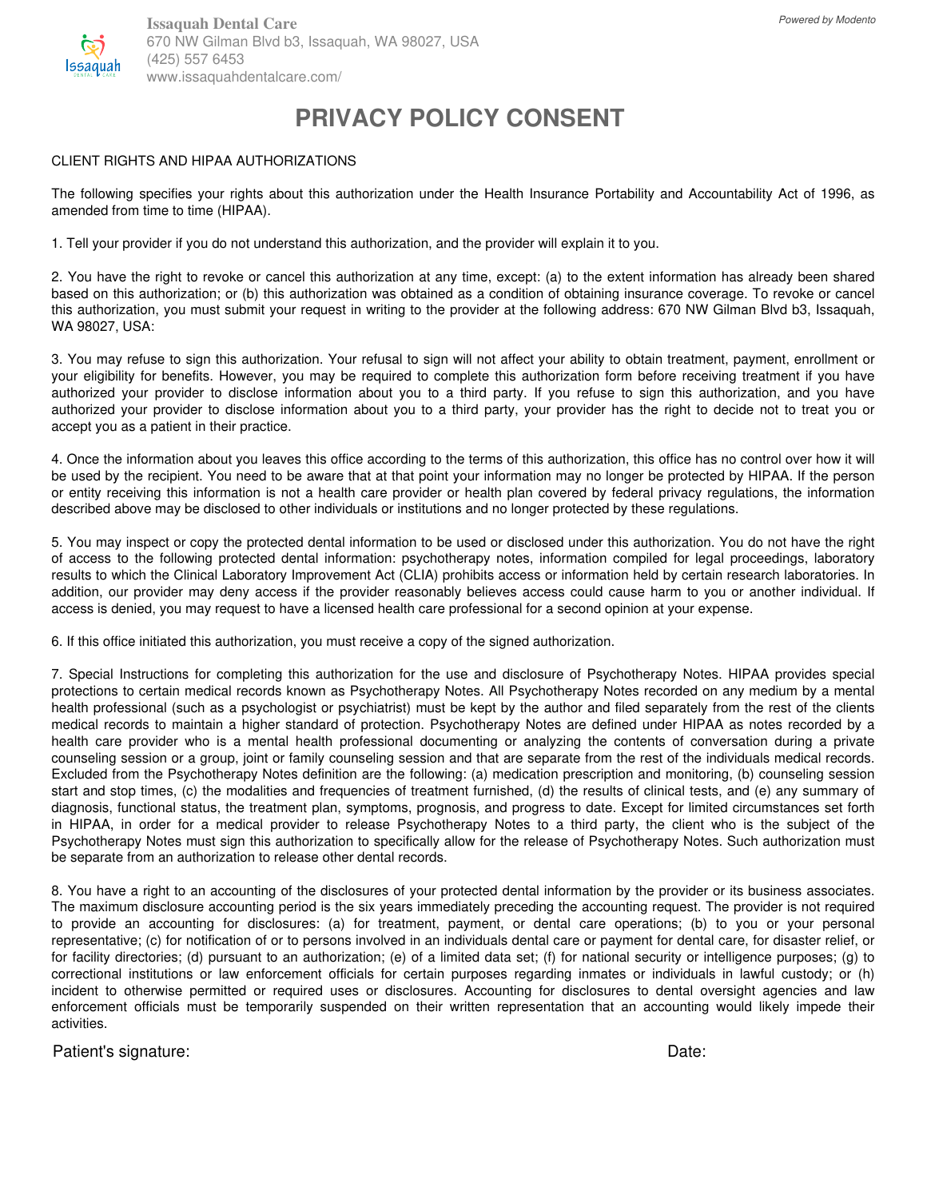Issquah Dental Care
670 NW Gilman Blvd b3, Issaquah, WA 98027, USA
(425) 557 6453
www.issaquahdentalcare.com/

Powered by Modento

# PRIVACY POLICY CONSENT

CLIENT RIGHTS AND HIPAA AUTHORIZATIONS

The following specifies your rights about this authorization under the Health Insurance Portability and Accountability Act of 1996, as amended from time to time (HIPAA).

1. Tell your provider if you do not understand this authorization, and the provider will explain it to you.

2. You have the right to revoke or cancel this authorization at any time, except: (a) to the extent information has already been shared based on this authorization; or (b) this authorization was obtained as a condition of obtaining insurance coverage. To revoke or cancel this authorization, you must submit your request in writing to the provider at the following address: 670 NW Gilman Blvd b3, Issaquah, WA 98027, USA:

3. You may refuse to sign this authorization. Your refusal to sign will not affect your ability to obtain treatment, payment, enrollment or your eligibility for benefits. However, you may be required to complete this authorization form before receiving treatment if you have authorized your provider to disclose information about you to a third party. If you refuse to sign this authorization, and you have authorized your provider to disclose information about you to a third party, your provider has the right to decide not to treat you or accept you as a patient in their practice.

4. Once the information about you leaves this office according to the terms of this authorization, this office has no control over how it will be used by the recipient. You need to be aware that at that point your information may no longer be protected by HIPAA. If the person or entity receiving this information is not a health care provider or health plan covered by federal privacy regulations, the information described above may be disclosed to other individuals or institutions and no longer protected by these regulations.

5. You may inspect or copy the protected dental information to be used or disclosed under this authorization. You do not have the right of access to the following protected dental information: psychotherapy notes, information compiled for legal proceedings, laboratory results to which the Clinical Laboratory Improvement Act (CLIA) prohibits access or information held by certain research laboratories. In addition, our provider may deny access if the provider reasonably believes access could cause harm to you or another individual. If access is denied, you may request to have a licensed health care professional for a second opinion at your expense.

6. If this office initiated this authorization, you must receive a copy of the signed authorization.

7. Special Instructions for completing this authorization for the use and disclosure of Psychotherapy Notes. HIPAA provides special protections to certain medical records known as Psychotherapy Notes. All Psychotherapy Notes recorded on any medium by a mental health professional (such as a psychologist or psychiatrist) must be kept by the author and filed separately from the rest of the clients medical records to maintain a higher standard of protection. Psychotherapy Notes are defined under HIPAA as notes recorded by a health care provider who is a mental health professional documenting or analyzing the contents of conversation during a private counseling session or a group, joint or family counseling session and that are separate from the rest of the individuals medical records. Excluded from the Psychotherapy Notes definition are the following: (a) medication prescription and monitoring, (b) counseling session start and stop times, (c) the modalities and frequencies of treatment furnished, (d) the results of clinical tests, and (e) any summary of diagnosis, functional status, the treatment plan, symptoms, prognosis, and progress to date. Except for limited circumstances set forth in HIPAA, in order for a medical provider to release Psychotherapy Notes to a third party, the client who is the subject of the Psychotherapy Notes must sign this authorization to specifically allow for the release of Psychotherapy Notes. Such authorization must be separate from an authorization to release other dental records.

8. You have a right to an accounting of the disclosures of your protected dental information by the provider or its business associates. The maximum disclosure accounting period is the six years immediately preceding the accounting request. The provider is not required to provide an accounting for disclosures: (a) for treatment, payment, or dental care operations; (b) to you or your personal representative; (c) for notification of or to persons involved in an individuals dental care or payment for dental care, for disaster relief, or for facility directories; (d) pursuant to an authorization; (e) of a limited data set; (f) for national security or intelligence purposes; (g) to correctional institutions or law enforcement officials for certain purposes regarding inmates or individuals in lawful custody; or (h) incident to otherwise permitted or required uses or disclosures. Accounting for disclosures to dental oversight agencies and law enforcement officials must be temporarily suspended on their written representation that an accounting would likely impede their activities.

Patient's signature: Date: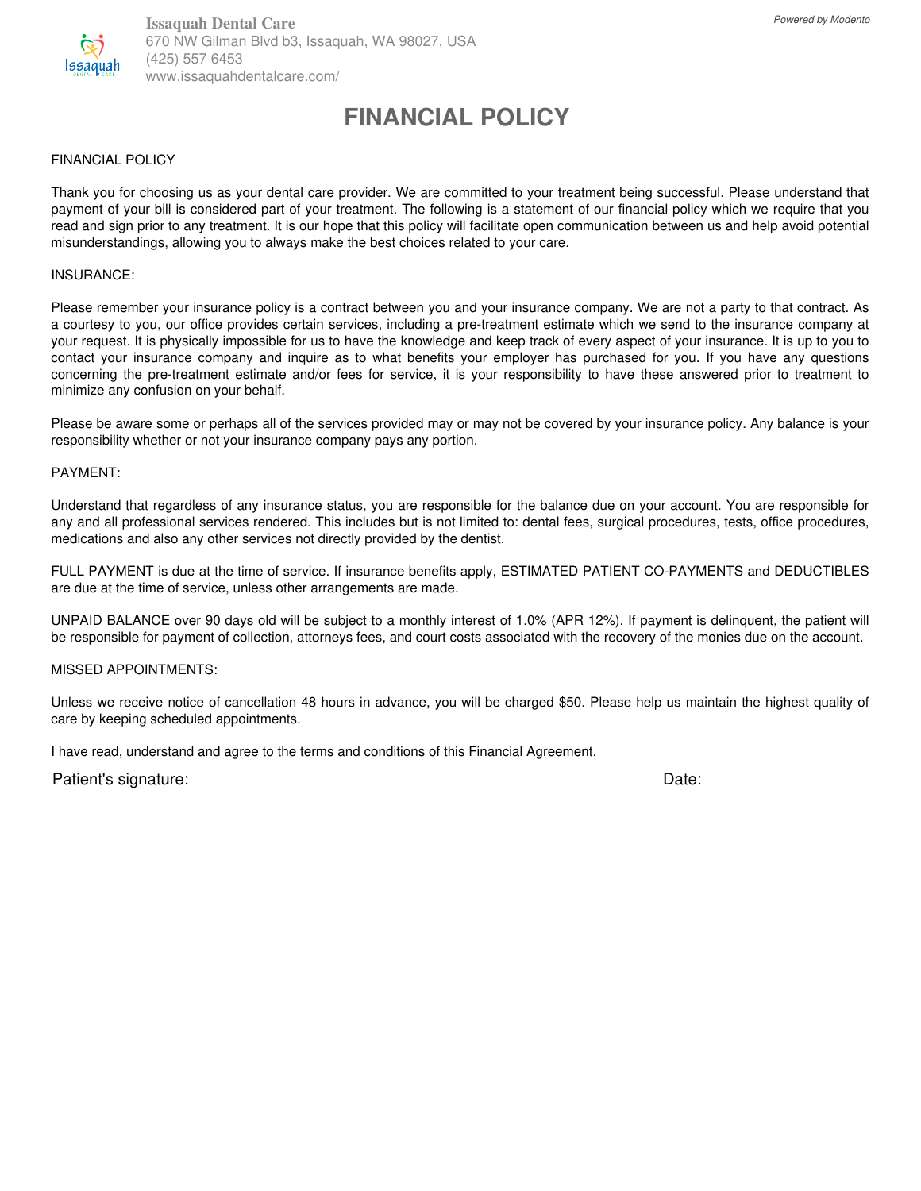**Issuaquah Dental Care**
670 NW Gilman Blvd b3, Issaquah, WA 98027, USA
(425) 557 6453
www.issaquahdentalcare.com/

*Powered by Modento*

# FINANCIAL POLICY

FINANCIAL POLICY

Thank you for choosing us as your dental care provider. We are committed to your treatment being successful. Please understand that payment of your bill is considered part of your treatment. The following is a statement of our financial policy which we require that you read and sign prior to any treatment. It is our hope that this policy will facilitate open communication between us and help avoid potential misunderstandings, allowing you to always make the best choices related to your care.

INSURANCE:

Please remember your insurance policy is a contract between you and your insurance company. We are not a party to that contract. As a courtesy to you, our office provides certain services, including a pre-treatment estimate which we send to the insurance company at your request. It is physically impossible for us to have the knowledge and keep track of every aspect of your insurance. It is up to you to contact your insurance company and inquire as to what benefits your employer has purchased for you. If you have any questions concerning the pre-treatment estimate and/or fees for service, it is your responsibility to have these answered prior to treatment to minimize any confusion on your behalf.

Please be aware some or perhaps all of the services provided may or may not be covered by your insurance policy. Any balance is your responsibility whether or not your insurance company pays any portion.

PAYMENT:

Understand that regardless of any insurance status, you are responsible for the balance due on your account. You are responsible for any and all professional services rendered. This includes but is not limited to: dental fees, surgical procedures, tests, office procedures, medications and also any other services not directly provided by the dentist.

FULL PAYMENT is due at the time of service. If insurance benefits apply, ESTIMATED PATIENT CO-PAYMENTS and DEDUCTIBLES are due at the time of service, unless other arrangements are made.

UNPAID BALANCE over 90 days old will be subject to a monthly interest of 1.0% (APR 12%). If payment is delinquent, the patient will be responsible for payment of collection, attorneys fees, and court costs associated with the recovery of the monies due on the account.

MISSED APPOINTMENTS:

Unless we receive notice of cancellation 48 hours in advance, you will be charged $50. Please help us maintain the highest quality of care by keeping scheduled appointments.

I have read, understand and agree to the terms and conditions of this Financial Agreement.

Patient's signature: Date: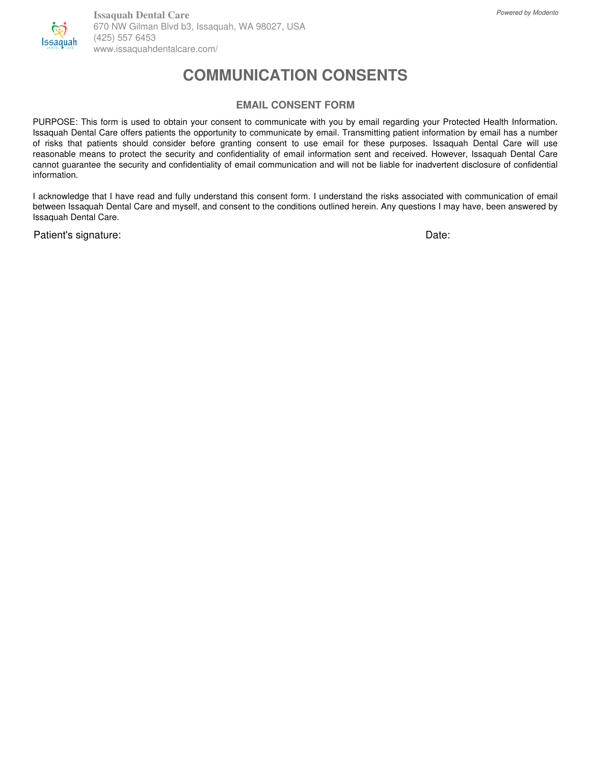Issaquah Dental Care
670 NW Gilman Blvd b3, Issaquah, WA 98027, USA
(425) 557 6453
www.issaquahdentalcare.com/

# COMMUNICATION CONSENTS

## EMAIL CONSENT FORM

PURPOSE: This form is used to obtain your consent to communicate with you by email regarding your Protected Health Information. Issaquah Dental Care offers patients the opportunity to communicate by email. Transmitting patient information by email has a number of risks that patients should consider before granting consent to use email for these purposes. Issaquah Dental Care will use reasonable means to protect the security and confidentiality of email information sent and received. However, Issaquah Dental Care cannot guarantee the security and confidentiality of email communication and will not be liable for inadvertent disclosure of confidential information.

I acknowledge that I have read and fully understand this consent form. I understand the risks associated with communication of email between Issaquah Dental Care and myself, and consent to the conditions outlined herein. Any questions I may have, been answered by Issaquah Dental Care.

Patient's signature: Date: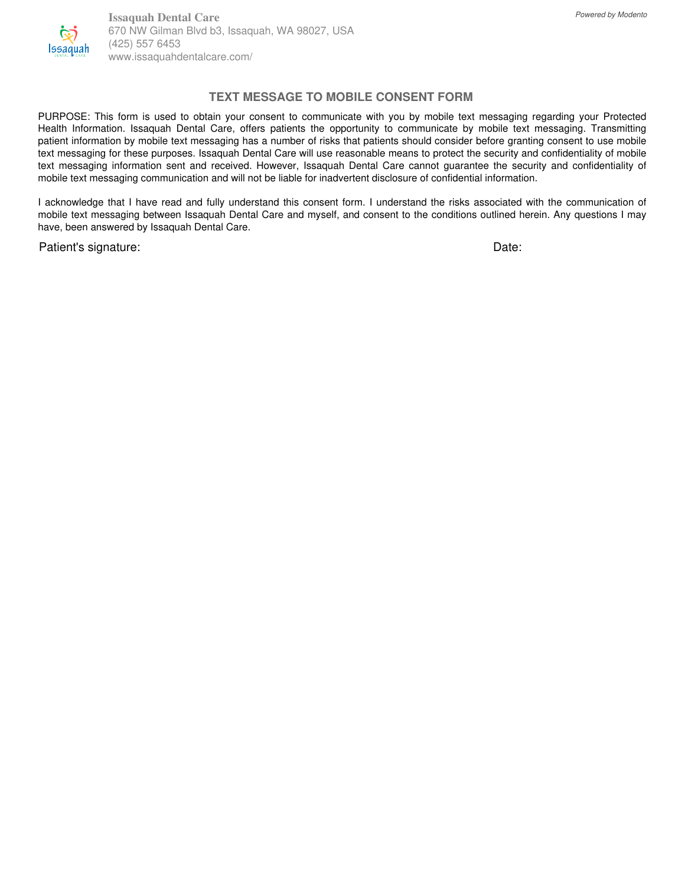**Issaquah Dental Care**
670 NW Gilman Blvd b3, Issaquah, WA 98027, USA
(425) 557 6453
www.issaquahdentalcare.com/

*Powered by Modento*

## TEXT MESSAGE TO MOBILE CONSENT FORM

PURPOSE: This form is used to obtain your consent to communicate with you by mobile text messaging regarding your Protected Health Information. Issaquah Dental Care, offers patients the opportunity to communicate by mobile text messaging. Transmitting patient information by mobile text messaging has a number of risks that patients should consider before granting consent to use mobile text messaging for these purposes. Issaquah Dental Care will use reasonable means to protect the security and confidentiality of mobile text messaging information sent and received. However, Issaquah Dental Care cannot guarantee the security and confidentiality of mobile text messaging communication and will not be liable for inadvertent disclosure of confidential information.

I acknowledge that I have read and fully understand this consent form. I understand the risks associated with the communication of mobile text messaging between Issaquah Dental Care and myself, and consent to the conditions outlined herein. Any questions I may have, been answered by Issaquah Dental Care.

Patient's signature: Date: